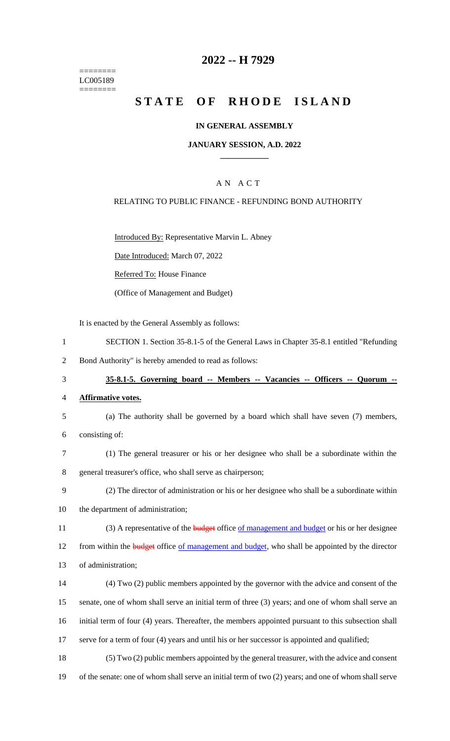========
LC005189
========

# 2022 -- H 7929

# STATE OF RHODE ISLAND

### IN GENERAL ASSEMBLY

### JANUARY SESSION, A.D. 2022

## A N A C T

RELATING TO PUBLIC FINANCE - REFUNDING BOND AUTHORITY

Introduced By: Representative Marvin L. Abney

Date Introduced: March 07, 2022

Referred To: House Finance

(Office of Management and Budget)

It is enacted by the General Assembly as follows:

1 SECTION 1. Section 35-8.1-5 of the General Laws in Chapter 35-8.1 entitled "Refunding
2 Bond Authority" is hereby amended to read as follows:

3 **35-8.1-5. Governing board -- Members -- Vacancies -- Officers -- Quorum --**
4 **Affirmative votes.**

5 (a) The authority shall be governed by a board which shall have seven (7) members,
6 consisting of:

7 (1) The general treasurer or his or her designee who shall be a subordinate within the
8 general treasurer's office, who shall serve as chairperson;

9 (2) The director of administration or his or her designee who shall be a subordinate within
10 the department of administration;

11 (3) A representative of the ~~budget~~ office of management and budget or his or her designee
12 from within the ~~budget~~ office of management and budget, who shall be appointed by the director
13 of administration;

14 (4) Two (2) public members appointed by the governor with the advice and consent of the
15 senate, one of whom shall serve an initial term of three (3) years; and one of whom shall serve an
16 initial term of four (4) years. Thereafter, the members appointed pursuant to this subsection shall
17 serve for a term of four (4) years and until his or her successor is appointed and qualified;

18 (5) Two (2) public members appointed by the general treasurer, with the advice and consent
19 of the senate: one of whom shall serve an initial term of two (2) years; and one of whom shall serve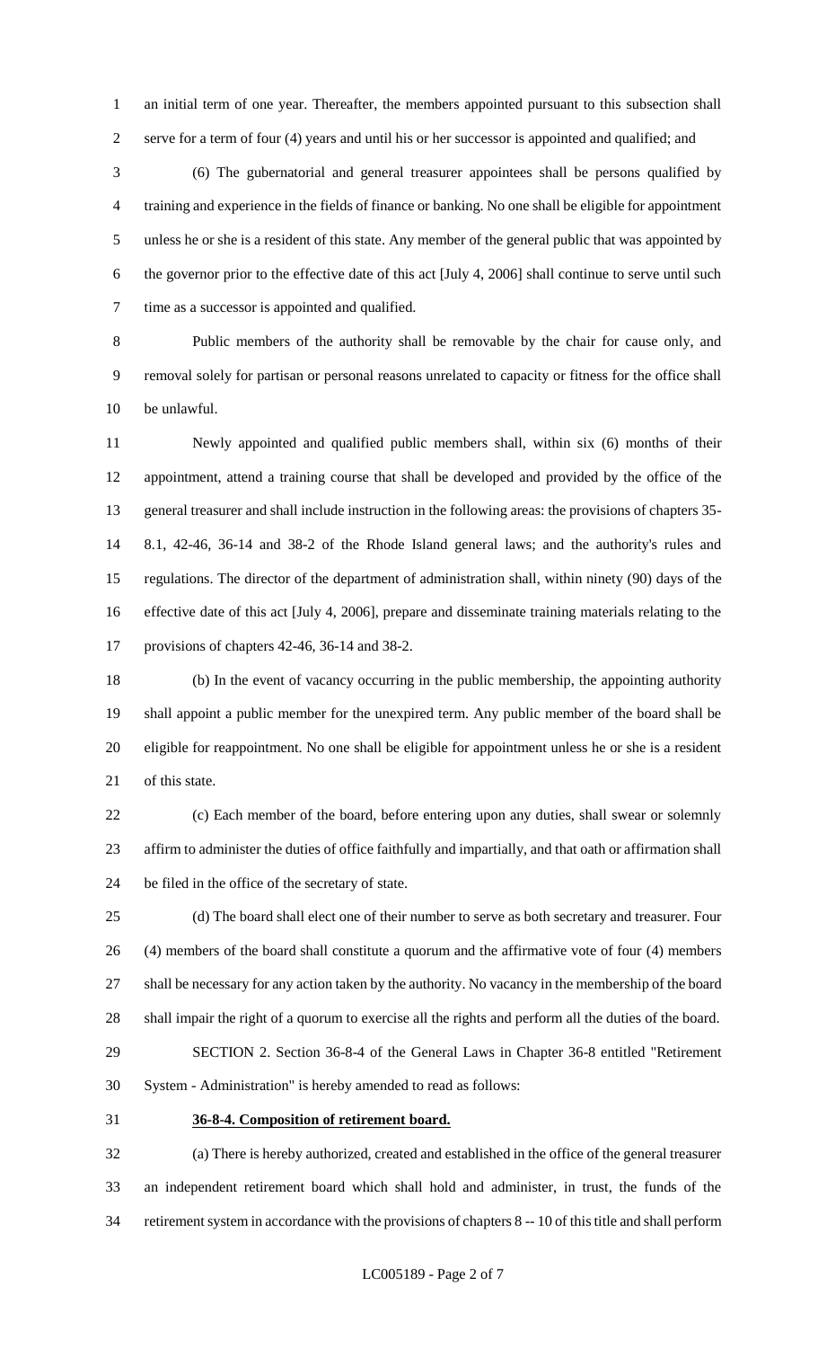an initial term of one year. Thereafter, the members appointed pursuant to this subsection shall serve for a term of four (4) years and until his or her successor is appointed and qualified; and

(6) The gubernatorial and general treasurer appointees shall be persons qualified by training and experience in the fields of finance or banking. No one shall be eligible for appointment unless he or she is a resident of this state. Any member of the general public that was appointed by the governor prior to the effective date of this act [July 4, 2006] shall continue to serve until such time as a successor is appointed and qualified.

Public members of the authority shall be removable by the chair for cause only, and removal solely for partisan or personal reasons unrelated to capacity or fitness for the office shall be unlawful.

Newly appointed and qualified public members shall, within six (6) months of their appointment, attend a training course that shall be developed and provided by the office of the general treasurer and shall include instruction in the following areas: the provisions of chapters 35-8.1, 42-46, 36-14 and 38-2 of the Rhode Island general laws; and the authority's rules and regulations. The director of the department of administration shall, within ninety (90) days of the effective date of this act [July 4, 2006], prepare and disseminate training materials relating to the provisions of chapters 42-46, 36-14 and 38-2.

(b) In the event of vacancy occurring in the public membership, the appointing authority shall appoint a public member for the unexpired term. Any public member of the board shall be eligible for reappointment. No one shall be eligible for appointment unless he or she is a resident of this state.

(c) Each member of the board, before entering upon any duties, shall swear or solemnly affirm to administer the duties of office faithfully and impartially, and that oath or affirmation shall be filed in the office of the secretary of state.

(d) The board shall elect one of their number to serve as both secretary and treasurer. Four (4) members of the board shall constitute a quorum and the affirmative vote of four (4) members shall be necessary for any action taken by the authority. No vacancy in the membership of the board shall impair the right of a quorum to exercise all the rights and perform all the duties of the board.

SECTION 2. Section 36-8-4 of the General Laws in Chapter 36-8 entitled "Retirement System - Administration" is hereby amended to read as follows:

**36-8-4. Composition of retirement board.**

(a) There is hereby authorized, created and established in the office of the general treasurer an independent retirement board which shall hold and administer, in trust, the funds of the retirement system in accordance with the provisions of chapters 8 -- 10 of this title and shall perform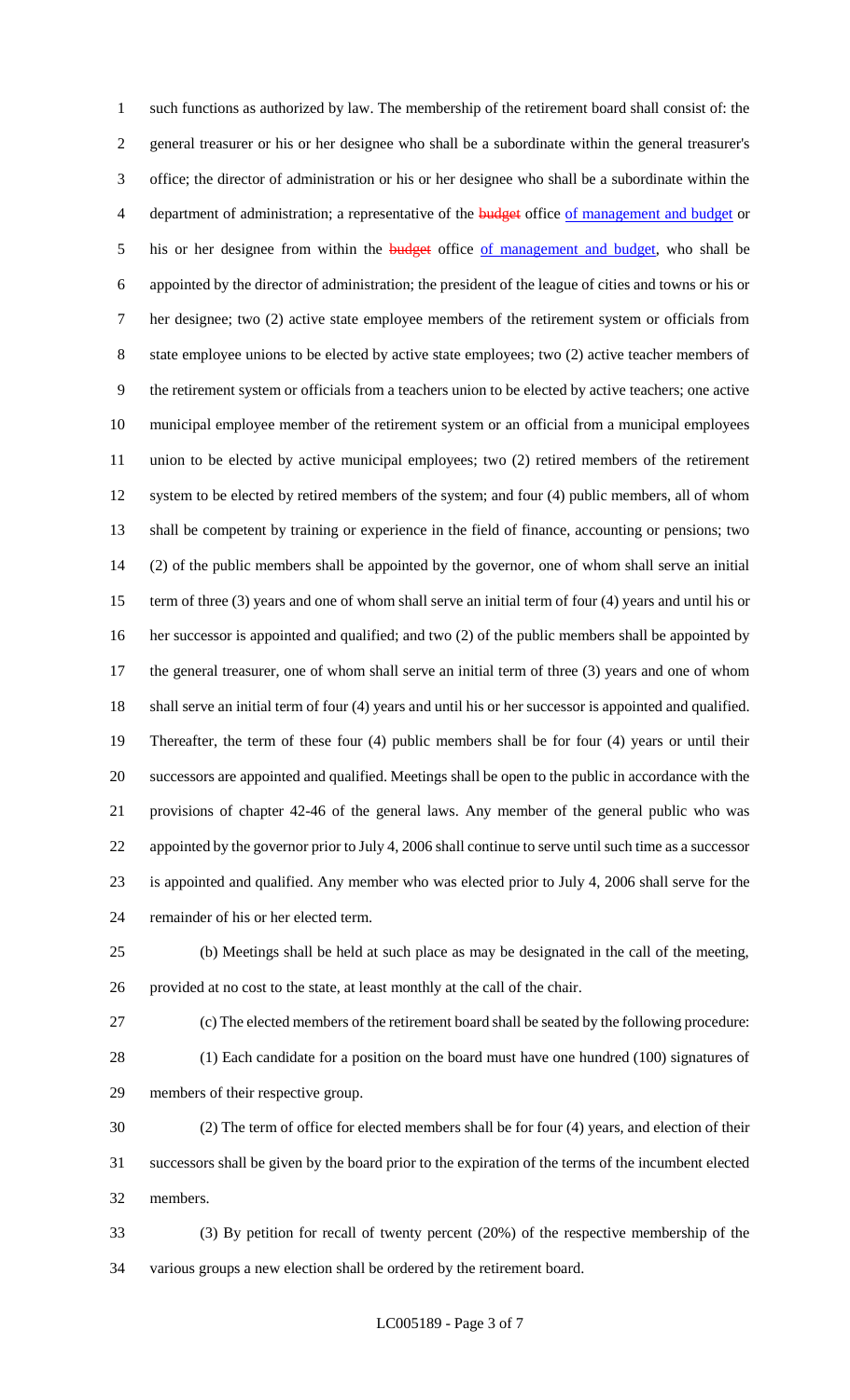such functions as authorized by law. The membership of the retirement board shall consist of: the general treasurer or his or her designee who shall be a subordinate within the general treasurer's office; the director of administration or his or her designee who shall be a subordinate within the department of administration; a representative of the ~~budget~~ office <u>of management and budget</u> or his or her designee from within the ~~budget~~ office <u>of management and budget</u>, who shall be appointed by the director of administration; the president of the league of cities and towns or his or her designee; two (2) active state employee members of the retirement system or officials from state employee unions to be elected by active state employees; two (2) active teacher members of the retirement system or officials from a teachers union to be elected by active teachers; one active municipal employee member of the retirement system or an official from a municipal employees union to be elected by active municipal employees; two (2) retired members of the retirement system to be elected by retired members of the system; and four (4) public members, all of whom shall be competent by training or experience in the field of finance, accounting or pensions; two (2) of the public members shall be appointed by the governor, one of whom shall serve an initial term of three (3) years and one of whom shall serve an initial term of four (4) years and until his or her successor is appointed and qualified; and two (2) of the public members shall be appointed by the general treasurer, one of whom shall serve an initial term of three (3) years and one of whom shall serve an initial term of four (4) years and until his or her successor is appointed and qualified. Thereafter, the term of these four (4) public members shall be for four (4) years or until their successors are appointed and qualified. Meetings shall be open to the public in accordance with the provisions of chapter 42-46 of the general laws. Any member of the general public who was appointed by the governor prior to July 4, 2006 shall continue to serve until such time as a successor is appointed and qualified. Any member who was elected prior to July 4, 2006 shall serve for the remainder of his or her elected term.

(b) Meetings shall be held at such place as may be designated in the call of the meeting, provided at no cost to the state, at least monthly at the call of the chair.

(c) The elected members of the retirement board shall be seated by the following procedure:

(1) Each candidate for a position on the board must have one hundred (100) signatures of members of their respective group.

(2) The term of office for elected members shall be for four (4) years, and election of their successors shall be given by the board prior to the expiration of the terms of the incumbent elected members.

(3) By petition for recall of twenty percent (20%) of the respective membership of the various groups a new election shall be ordered by the retirement board.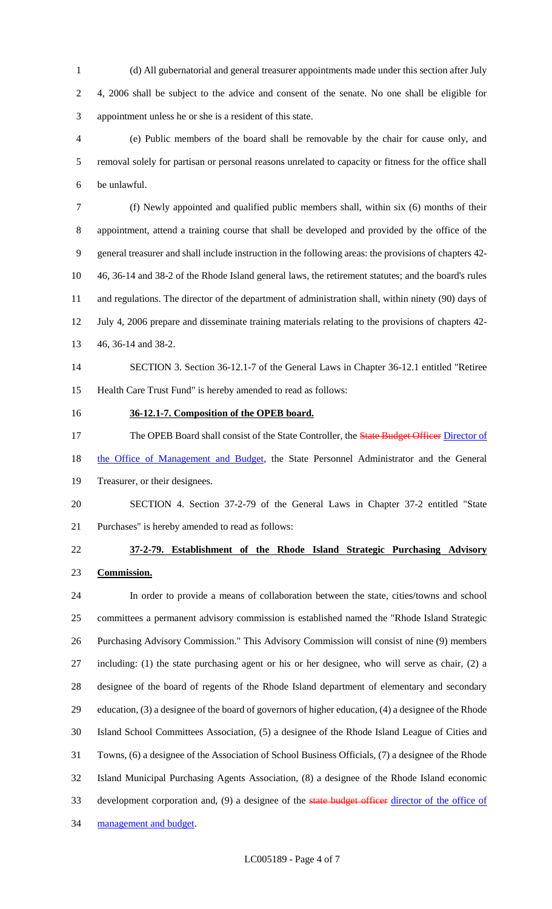(d) All gubernatorial and general treasurer appointments made under this section after July 4, 2006 shall be subject to the advice and consent of the senate. No one shall be eligible for appointment unless he or she is a resident of this state.

(e) Public members of the board shall be removable by the chair for cause only, and removal solely for partisan or personal reasons unrelated to capacity or fitness for the office shall be unlawful.

(f) Newly appointed and qualified public members shall, within six (6) months of their appointment, attend a training course that shall be developed and provided by the office of the general treasurer and shall include instruction in the following areas: the provisions of chapters 42-46, 36-14 and 38-2 of the Rhode Island general laws, the retirement statutes; and the board's rules and regulations. The director of the department of administration shall, within ninety (90) days of July 4, 2006 prepare and disseminate training materials relating to the provisions of chapters 42-46, 36-14 and 38-2.

SECTION 3. Section 36-12.1-7 of the General Laws in Chapter 36-12.1 entitled "Retiree Health Care Trust Fund" is hereby amended to read as follows:

**36-12.1-7. Composition of the OPEB board.**

The OPEB Board shall consist of the State Controller, the ~~State Budget Officer~~ Director of the Office of Management and Budget, the State Personnel Administrator and the General Treasurer, or their designees.

SECTION 4. Section 37-2-79 of the General Laws in Chapter 37-2 entitled "State Purchases" is hereby amended to read as follows:

**37-2-79. Establishment of the Rhode Island Strategic Purchasing Advisory Commission.**

In order to provide a means of collaboration between the state, cities/towns and school committees a permanent advisory commission is established named the "Rhode Island Strategic Purchasing Advisory Commission." This Advisory Commission will consist of nine (9) members including: (1) the state purchasing agent or his or her designee, who will serve as chair, (2) a designee of the board of regents of the Rhode Island department of elementary and secondary education, (3) a designee of the board of governors of higher education, (4) a designee of the Rhode Island School Committees Association, (5) a designee of the Rhode Island League of Cities and Towns, (6) a designee of the Association of School Business Officials, (7) a designee of the Rhode Island Municipal Purchasing Agents Association, (8) a designee of the Rhode Island economic development corporation and, (9) a designee of the ~~state budget officer~~ director of the office of management and budget.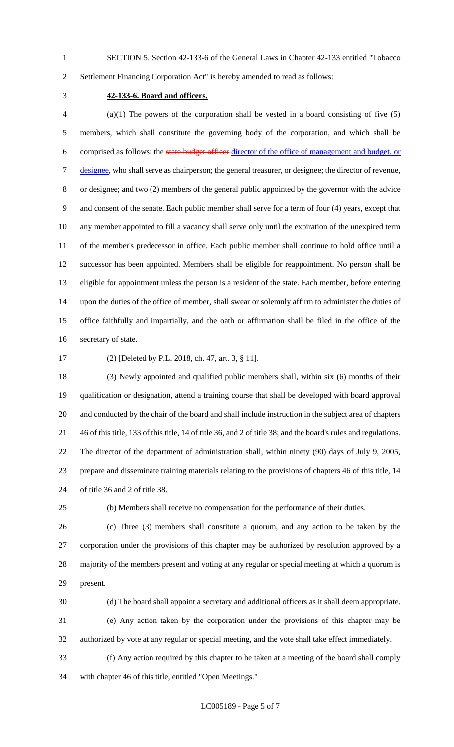SECTION 5. Section 42-133-6 of the General Laws in Chapter 42-133 entitled "Tobacco Settlement Financing Corporation Act" is hereby amended to read as follows:

**42-133-6. Board and officers.**

(a)(1) The powers of the corporation shall be vested in a board consisting of five (5) members, which shall constitute the governing body of the corporation, and which shall be comprised as follows: the ~~state budget officer~~ director of the office of management and budget, or designee, who shall serve as chairperson; the general treasurer, or designee; the director of revenue, or designee; and two (2) members of the general public appointed by the governor with the advice and consent of the senate. Each public member shall serve for a term of four (4) years, except that any member appointed to fill a vacancy shall serve only until the expiration of the unexpired term of the member's predecessor in office. Each public member shall continue to hold office until a successor has been appointed. Members shall be eligible for reappointment. No person shall be eligible for appointment unless the person is a resident of the state. Each member, before entering upon the duties of the office of member, shall swear or solemnly affirm to administer the duties of office faithfully and impartially, and the oath or affirmation shall be filed in the office of the secretary of state.

(2) [Deleted by P.L. 2018, ch. 47, art. 3, § 11].

(3) Newly appointed and qualified public members shall, within six (6) months of their qualification or designation, attend a training course that shall be developed with board approval and conducted by the chair of the board and shall include instruction in the subject area of chapters 46 of this title, 133 of this title, 14 of title 36, and 2 of title 38; and the board's rules and regulations. The director of the department of administration shall, within ninety (90) days of July 9, 2005, prepare and disseminate training materials relating to the provisions of chapters 46 of this title, 14 of title 36 and 2 of title 38.

(b) Members shall receive no compensation for the performance of their duties.

(c) Three (3) members shall constitute a quorum, and any action to be taken by the corporation under the provisions of this chapter may be authorized by resolution approved by a majority of the members present and voting at any regular or special meeting at which a quorum is present.

(d) The board shall appoint a secretary and additional officers as it shall deem appropriate.

(e) Any action taken by the corporation under the provisions of this chapter may be authorized by vote at any regular or special meeting, and the vote shall take effect immediately.

(f) Any action required by this chapter to be taken at a meeting of the board shall comply with chapter 46 of this title, entitled "Open Meetings."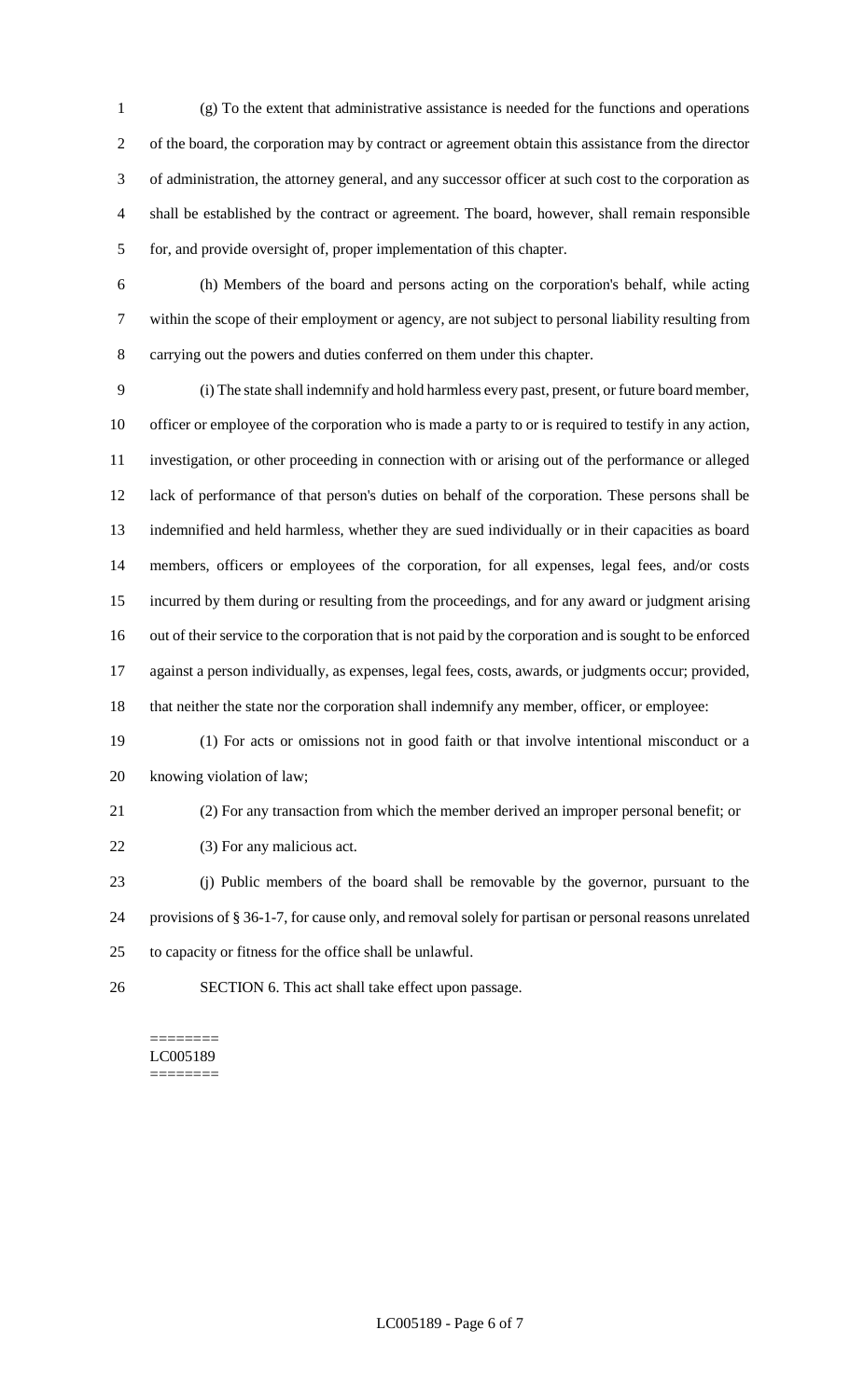(g) To the extent that administrative assistance is needed for the functions and operations of the board, the corporation may by contract or agreement obtain this assistance from the director of administration, the attorney general, and any successor officer at such cost to the corporation as shall be established by the contract or agreement. The board, however, shall remain responsible for, and provide oversight of, proper implementation of this chapter.

(h) Members of the board and persons acting on the corporation's behalf, while acting within the scope of their employment or agency, are not subject to personal liability resulting from carrying out the powers and duties conferred on them under this chapter.

(i) The state shall indemnify and hold harmless every past, present, or future board member, officer or employee of the corporation who is made a party to or is required to testify in any action, investigation, or other proceeding in connection with or arising out of the performance or alleged lack of performance of that person's duties on behalf of the corporation. These persons shall be indemnified and held harmless, whether they are sued individually or in their capacities as board members, officers or employees of the corporation, for all expenses, legal fees, and/or costs incurred by them during or resulting from the proceedings, and for any award or judgment arising out of their service to the corporation that is not paid by the corporation and is sought to be enforced against a person individually, as expenses, legal fees, costs, awards, or judgments occur; provided, that neither the state nor the corporation shall indemnify any member, officer, or employee:

(1) For acts or omissions not in good faith or that involve intentional misconduct or a knowing violation of law;

(2) For any transaction from which the member derived an improper personal benefit; or

(3) For any malicious act.

(j) Public members of the board shall be removable by the governor, pursuant to the provisions of § 36-1-7, for cause only, and removal solely for partisan or personal reasons unrelated to capacity or fitness for the office shall be unlawful.

SECTION 6. This act shall take effect upon passage.

========
LC005189
========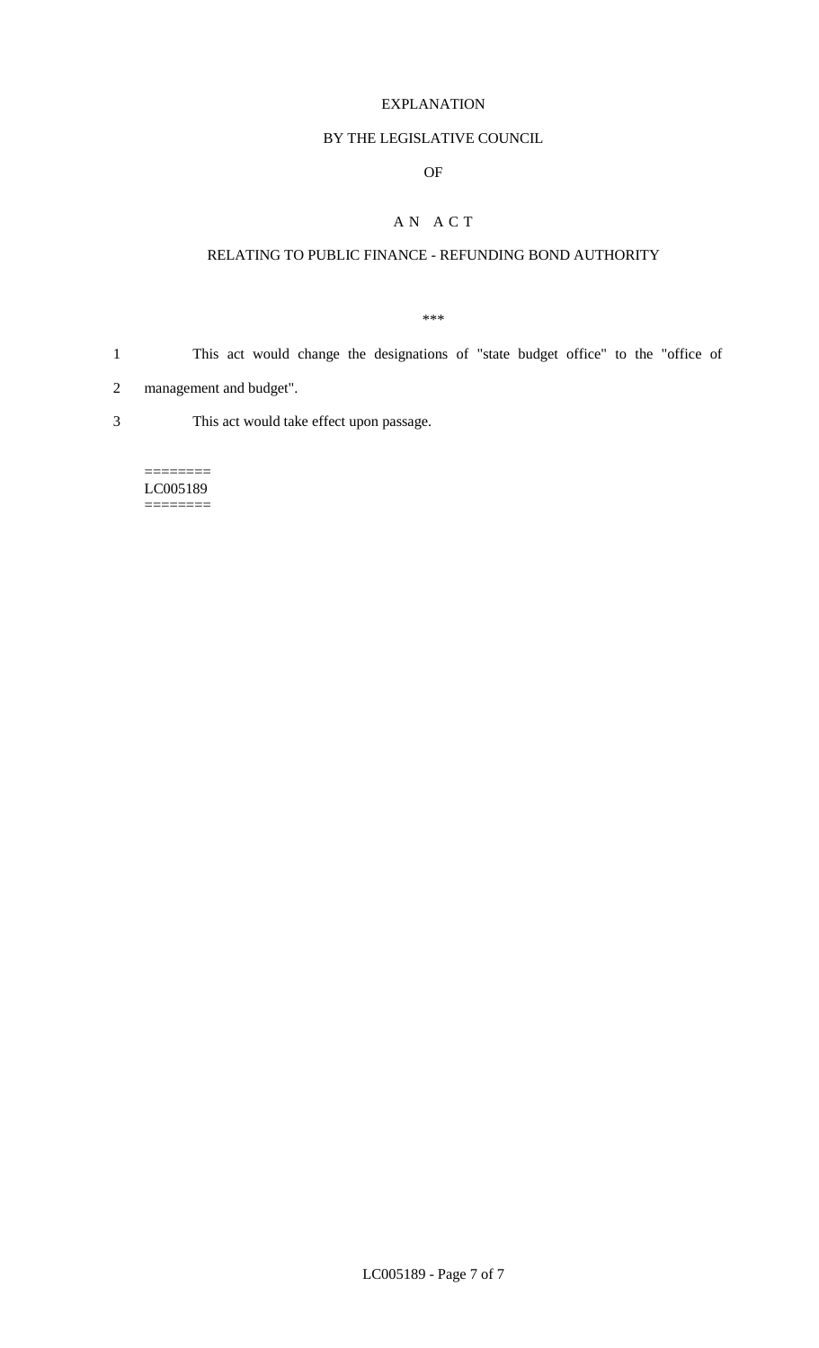EXPLANATION

BY THE LEGISLATIVE COUNCIL

OF

# A N A C T

RELATING TO PUBLIC FINANCE - REFUNDING BOND AUTHORITY

\*\*\*

This act would change the designations of "state budget office" to the "office of management and budget".

This act would take effect upon passage.

========
LC005189
========